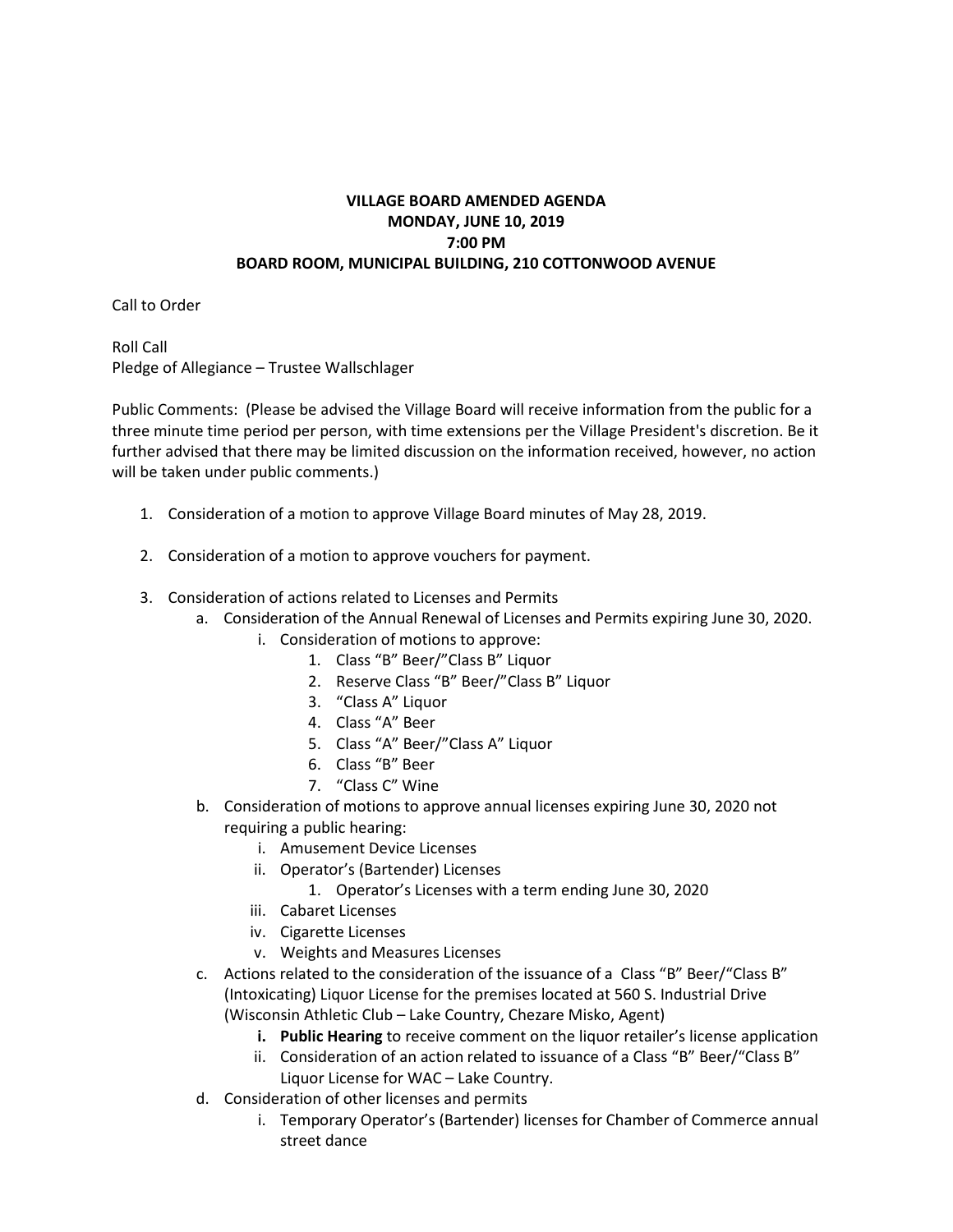**VILLAGE BOARD AMENDED AGENDA**
**MONDAY, JUNE 10, 2019**
**7:00 PM**
**BOARD ROOM, MUNICIPAL BUILDING, 210 COTTONWOOD AVENUE**

Call to Order

Roll Call
Pledge of Allegiance – Trustee Wallschlager

Public Comments: (Please be advised the Village Board will receive information from the public for a three minute time period per person, with time extensions per the Village President's discretion. Be it further advised that there may be limited discussion on the information received, however, no action will be taken under public comments.)

1. Consideration of a motion to approve Village Board minutes of May 28, 2019.

2. Consideration of a motion to approve vouchers for payment.

3. Consideration of actions related to Licenses and Permits
   a. Consideration of the Annual Renewal of Licenses and Permits expiring June 30, 2020.
      i. Consideration of motions to approve:
         1. Class "B" Beer/"Class B" Liquor
         2. Reserve Class "B" Beer/"Class B" Liquor
         3. "Class A" Liquor
         4. Class "A" Beer
         5. Class "A" Beer/"Class A" Liquor
         6. Class "B" Beer
         7. "Class C" Wine
   b. Consideration of motions to approve annual licenses expiring June 30, 2020 not requiring a public hearing:
      i. Amusement Device Licenses
      ii. Operator's (Bartender) Licenses
         1. Operator's Licenses with a term ending June 30, 2020
      iii. Cabaret Licenses
      iv. Cigarette Licenses
      v. Weights and Measures Licenses
   c. Actions related to the consideration of the issuance of a Class "B" Beer/"Class B" (Intoxicating) Liquor License for the premises located at 560 S. Industrial Drive (Wisconsin Athletic Club – Lake Country, Chezare Misko, Agent)
      **i. Public Hearing** to receive comment on the liquor retailer's license application
      ii. Consideration of an action related to issuance of a Class "B" Beer/"Class B" Liquor License for WAC – Lake Country.
   d. Consideration of other licenses and permits
      i. Temporary Operator's (Bartender) licenses for Chamber of Commerce annual street dance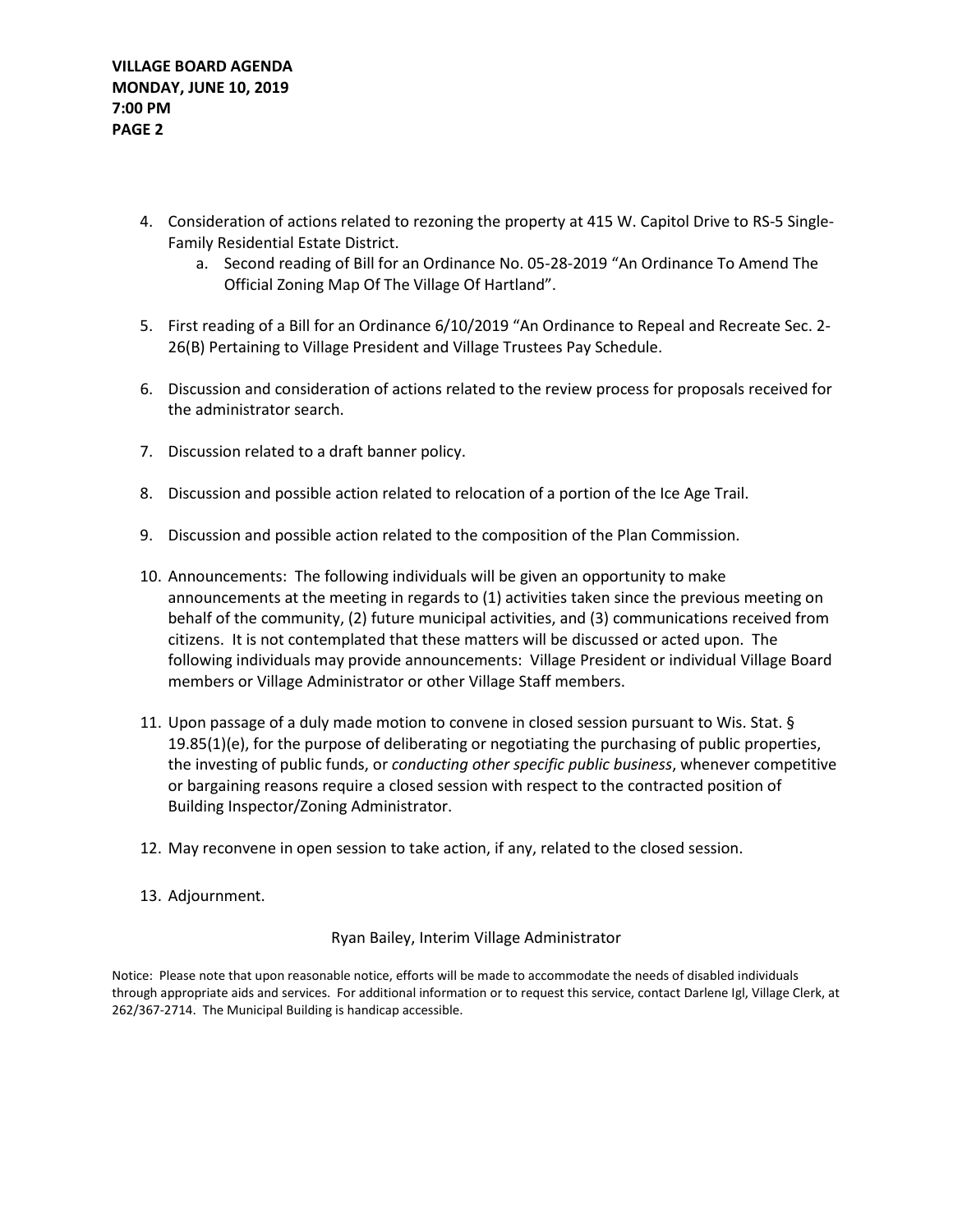4. Consideration of actions related to rezoning the property at 415 W. Capitol Drive to RS-5 Single-Family Residential Estate District.
   a. Second reading of Bill for an Ordinance No. 05-28-2019 "An Ordinance To Amend The Official Zoning Map Of The Village Of Hartland".

5. First reading of a Bill for an Ordinance 6/10/2019 "An Ordinance to Repeal and Recreate Sec. 2-26(B) Pertaining to Village President and Village Trustees Pay Schedule.

6. Discussion and consideration of actions related to the review process for proposals received for the administrator search.

7. Discussion related to a draft banner policy.

8. Discussion and possible action related to relocation of a portion of the Ice Age Trail.

9. Discussion and possible action related to the composition of the Plan Commission.

10. Announcements: The following individuals will be given an opportunity to make announcements at the meeting in regards to (1) activities taken since the previous meeting on behalf of the community, (2) future municipal activities, and (3) communications received from citizens. It is not contemplated that these matters will be discussed or acted upon. The following individuals may provide announcements: Village President or individual Village Board members or Village Administrator or other Village Staff members.

11. Upon passage of a duly made motion to convene in closed session pursuant to Wis. Stat. § 19.85(1)(e), for the purpose of deliberating or negotiating the purchasing of public properties, the investing of public funds, or *conducting other specific public business*, whenever competitive or bargaining reasons require a closed session with respect to the contracted position of Building Inspector/Zoning Administrator.

12. May reconvene in open session to take action, if any, related to the closed session.

13. Adjournment.

Ryan Bailey, Interim Village Administrator

Notice: Please note that upon reasonable notice, efforts will be made to accommodate the needs of disabled individuals through appropriate aids and services. For additional information or to request this service, contact Darlene Igl, Village Clerk, at 262/367-2714. The Municipal Building is handicap accessible.